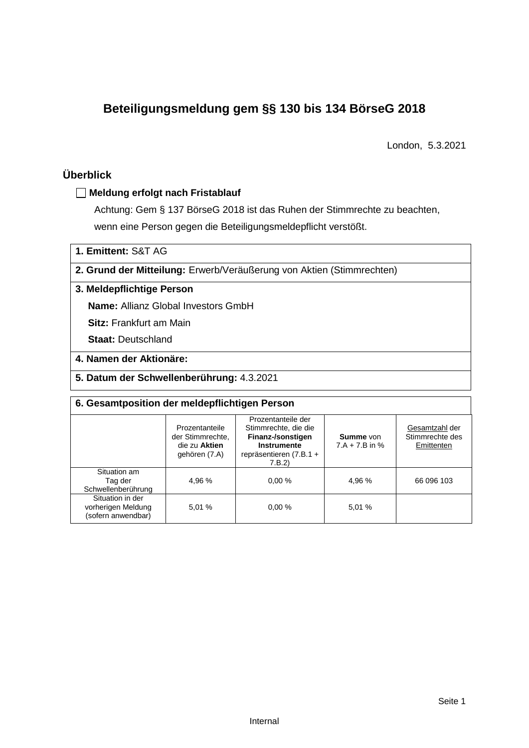# Beteiligungsmeldung gem §§ 130 bis 134 BörseG 2018

London, 5.3.2021

## Überblick

☐ **Meldung erfolgt nach Fristablauf**

Achtung: Gem § 137 BörseG 2018 ist das Ruhen der Stimmrechte zu beachten, wenn eine Person gegen die Beteiligungsmeldepflicht verstößt.

**1. Emittent:** S&T AG

**2. Grund der Mitteilung:** Erwerb/Veräußerung von Aktien (Stimmrechten)

**3. Meldepflichtige Person**

**Name:** Allianz Global Investors GmbH

**Sitz:** Frankfurt am Main

**Staat:** Deutschland

**4. Namen der Aktionäre:**

**5. Datum der Schwellenberührung:** 4.3.2021

**6. Gesamtposition der meldepflichtigen Person**

| | Prozentanteile der Stimmrechte, die zu **Aktien** gehören (7.A) | Prozentanteile der Stimmrechte, die die **Finanz-/sonstigen Instrumente** repräsentieren (7.B.1 + 7.B.2) | **Summe** von 7.A + 7.B in % | Gesamtzahl der Stimmrechte des Emittenten |
|---|---|---|---|---|
| Situation am Tag der Schwellenberührung | 4,96 % | 0,00 % | 4,96 % | 66 096 103 |
| Situation in der vorherigen Meldung (sofern anwendbar) | 5,01 % | 0,00 % | 5,01 % | |

Internal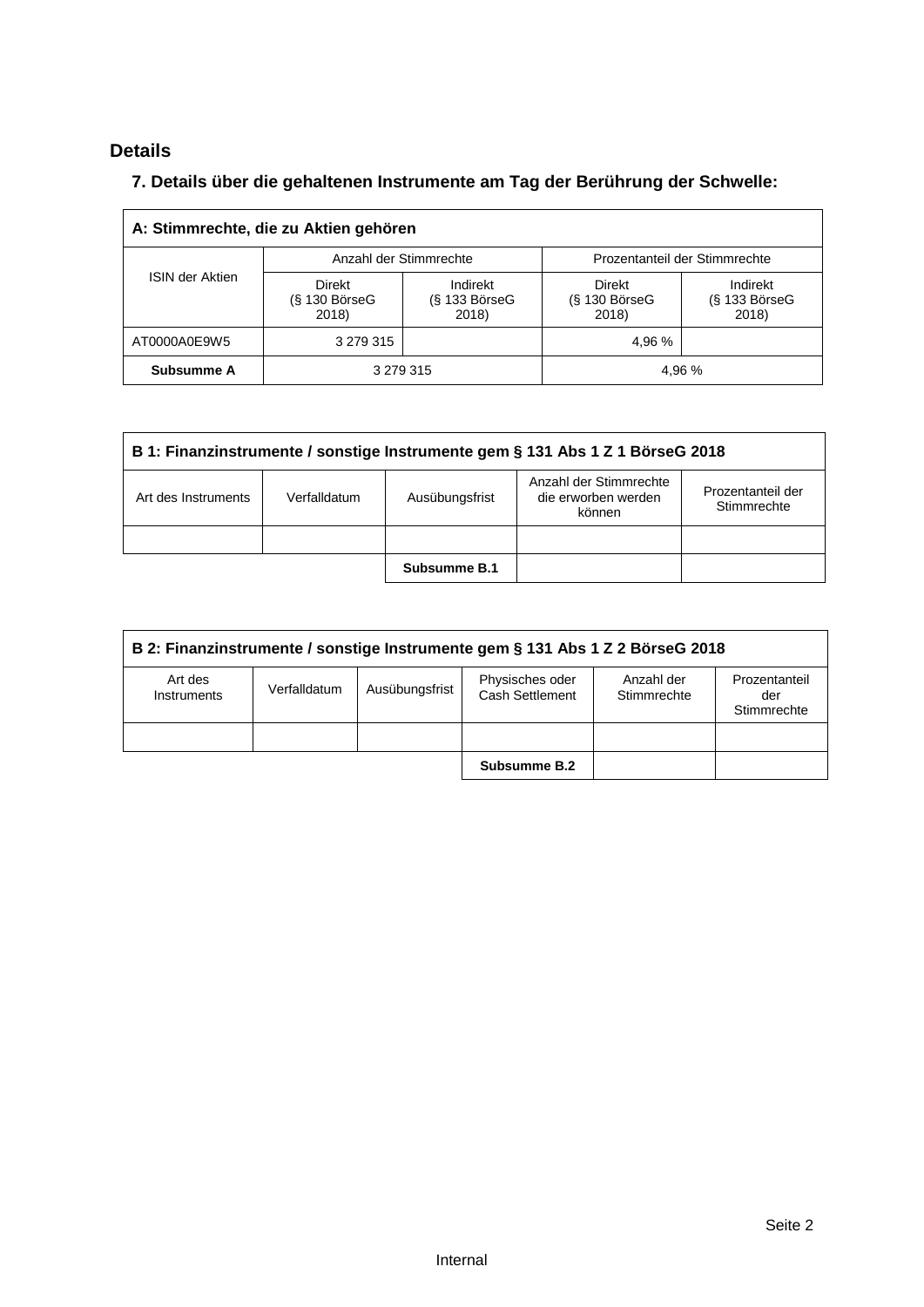## Details

### 7. Details über die gehaltenen Instrumente am Tag der Berührung der Schwelle:

| A: Stimmrechte, die zu Aktien gehören | | | | |
|---|---|---|---|---|
| ISIN der Aktien | Anzahl der Stimmrechte | | Prozentanteil der Stimmrechte | |
| | Direkt (§ 130 BörseG 2018) | Indirekt (§ 133 BörseG 2018) | Direkt (§ 130 BörseG 2018) | Indirekt (§ 133 BörseG 2018) |
| AT0000A0E9W5 | 3 279 315 | | 4,96 % | |
| **Subsumme A** | 3 279 315 | | 4,96 % | |

| B 1: Finanzinstrumente / sonstige Instrumente gem § 131 Abs 1 Z 1 BörseG 2018 | | | | |
|---|---|---|---|---|
| Art des Instruments | Verfalldatum | Ausübungsfrist | Anzahl der Stimmrechte die erworben werden können | Prozentanteil der Stimmrechte |
| | | | | |
| | | **Subsumme B.1** | | |

| B 2: Finanzinstrumente / sonstige Instrumente gem § 131 Abs 1 Z 2 BörseG 2018 | | | | | |
|---|---|---|---|---|---|
| Art des Instruments | Verfalldatum | Ausübungsfrist | Physisches oder Cash Settlement | Anzahl der Stimmrechte | Prozentanteil der Stimmrechte |
| | | | | | |
| | | | **Subsumme B.2** | | |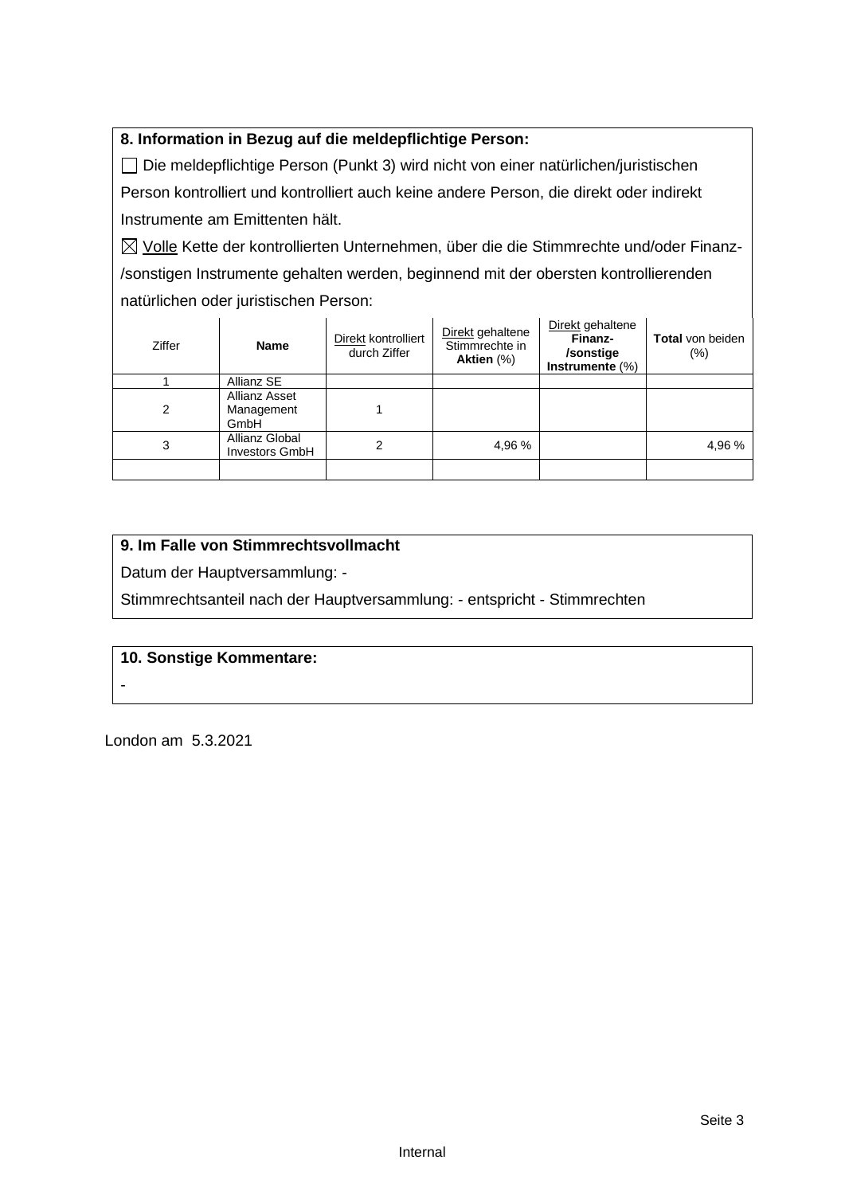**8. Information in Bezug auf die meldepflichtige Person:**

☐ Die meldepflichtige Person (Punkt 3) wird nicht von einer natürlichen/juristischen Person kontrolliert und kontrolliert auch keine andere Person, die direkt oder indirekt Instrumente am Emittenten hält.

☒ Volle Kette der kontrollierten Unternehmen, über die die Stimmrechte und/oder Finanz-/sonstigen Instrumente gehalten werden, beginnend mit der obersten kontrollierenden natürlichen oder juristischen Person:

| Ziffer | Name | Direkt kontrolliert durch Ziffer | Direkt gehaltene Stimmrechte in **Aktien** (%) | Direkt gehaltene **Finanz-/sonstige Instrumente** (%) | **Total** von beiden (%) |
|---|---|---|---|---|---|
| 1 | Allianz SE | | | | |
| 2 | Allianz Asset Management GmbH | 1 | | | |
| 3 | Allianz Global Investors GmbH | 2 | 4,96 % | | 4,96 % |
| | | | | | |

**9. Im Falle von Stimmrechtsvollmacht**

Datum der Hauptversammlung: -

Stimmrechtsanteil nach der Hauptversammlung: - entspricht - Stimmrechten

**10. Sonstige Kommentare:**

-

London am 5.3.2021

Internal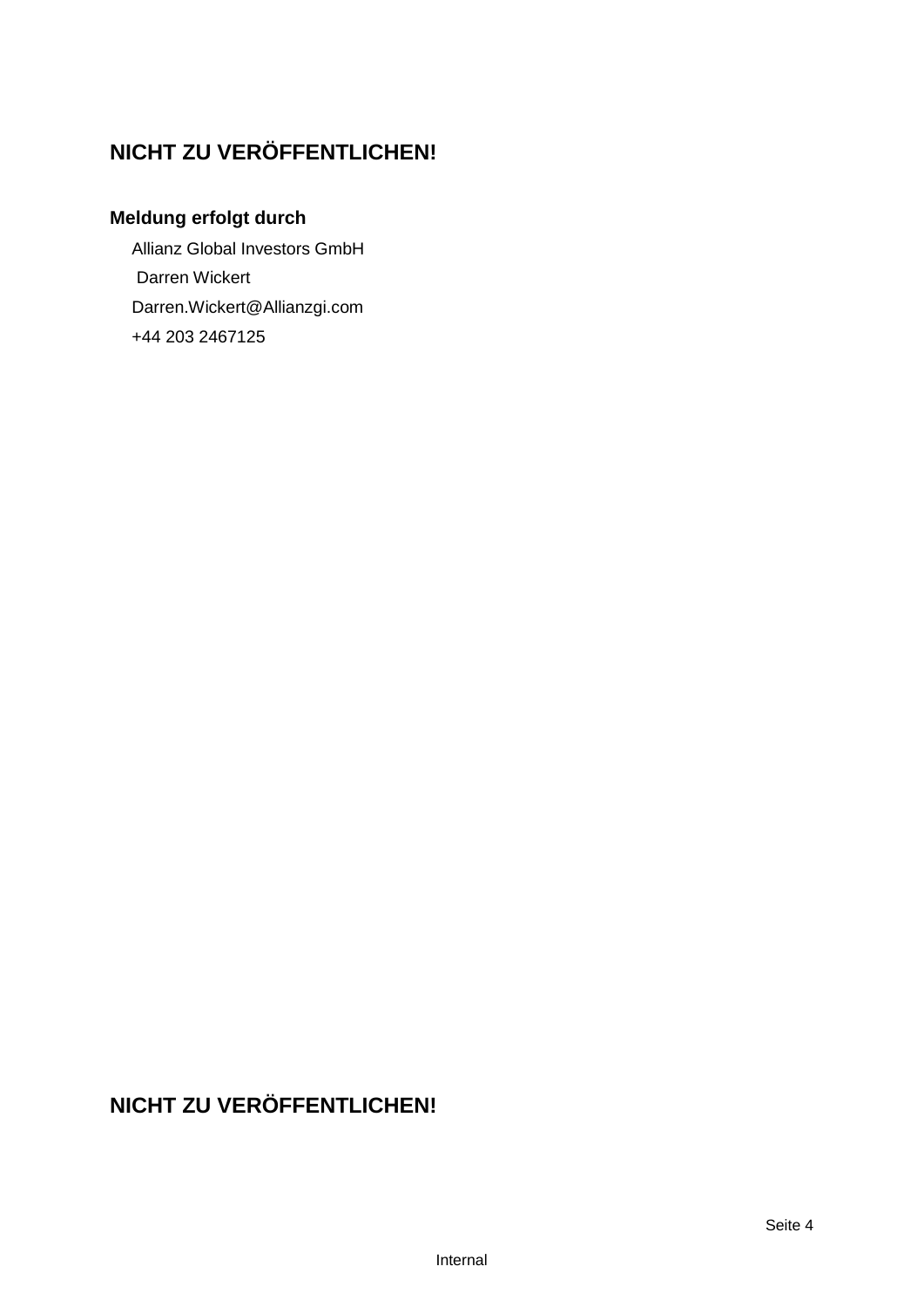**NICHT ZU VERÖFFENTLICHEN!**

**Meldung erfolgt durch**

Allianz Global Investors GmbH

Darren Wickert

Darren.Wickert@Allianzgi.com

+44 203 2467125

**NICHT ZU VERÖFFENTLICHEN!**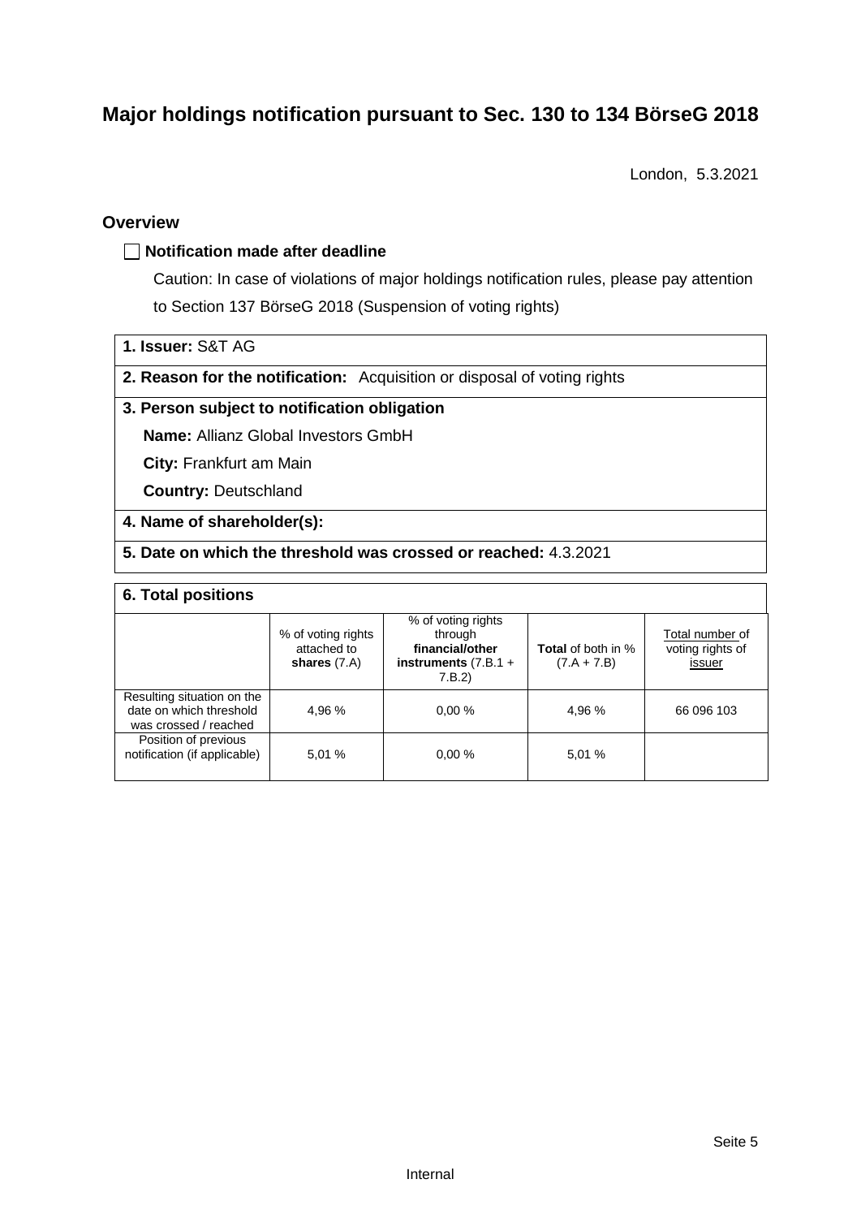# Major holdings notification pursuant to Sec. 130 to 134 BörseG 2018

London, 5.3.2021

## Overview

☐ **Notification made after deadline**

Caution: In case of violations of major holdings notification rules, please pay attention to Section 137 BörseG 2018 (Suspension of voting rights)

**1. Issuer:** S&T AG

**2. Reason for the notification:** Acquisition or disposal of voting rights

**3. Person subject to notification obligation**

**Name:** Allianz Global Investors GmbH

**City:** Frankfurt am Main

**Country:** Deutschland

**4. Name of shareholder(s):**

**5. Date on which the threshold was crossed or reached:** 4.3.2021

**6. Total positions**

| | % of voting rights attached to **shares** (7.A) | % of voting rights through **financial/other instruments** (7.B.1 + 7.B.2) | **Total** of both in % (7.A + 7.B) | Total number of voting rights of issuer |
|---|---|---|---|---|
| Resulting situation on the date on which threshold was crossed / reached | 4,96 % | 0,00 % | 4,96 % | 66 096 103 |
| Position of previous notification (if applicable) | 5,01 % | 0,00 % | 5,01 % | |

Internal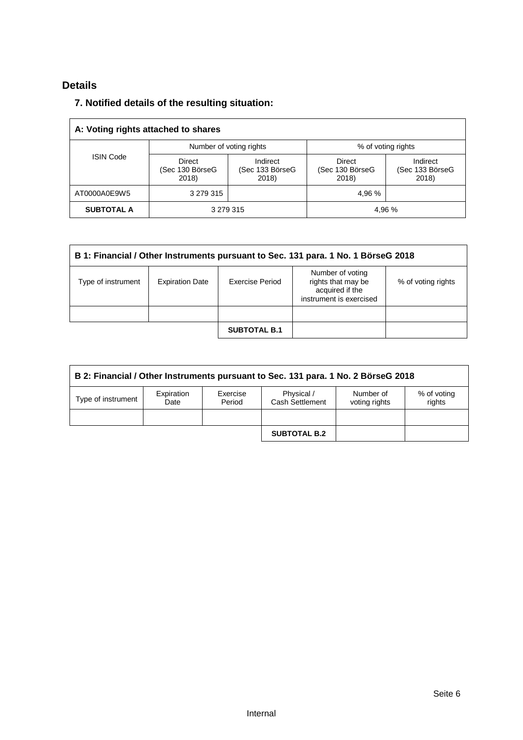## Details

### 7. Notified details of the resulting situation:

| A: Voting rights attached to shares | | | | |
|---|---|---|---|---|
| ISIN Code | Number of voting rights | | % of voting rights | |
| | Direct (Sec 130 BörseG 2018) | Indirect (Sec 133 BörseG 2018) | Direct (Sec 130 BörseG 2018) | Indirect (Sec 133 BörseG 2018) |
| AT0000A0E9W5 | 3 279 315 | | 4,96 % | |
| **SUBTOTAL A** | 3 279 315 | | 4,96 % | |

| B 1: Financial / Other Instruments pursuant to Sec. 131 para. 1 No. 1 BörseG 2018 | | | | |
|---|---|---|---|---|
| Type of instrument | Expiration Date | Exercise Period | Number of voting rights that may be acquired if the instrument is exercised | % of voting rights |
| | | | | |
| | | **SUBTOTAL B.1** | | |

| B 2: Financial / Other Instruments pursuant to Sec. 131 para. 1 No. 2 BörseG 2018 | | | | | |
|---|---|---|---|---|---|
| Type of instrument | Expiration Date | Exercise Period | Physical / Cash Settlement | Number of voting rights | % of voting rights |
| | | | | | |
| | | | **SUBTOTAL B.2** | | |

Internal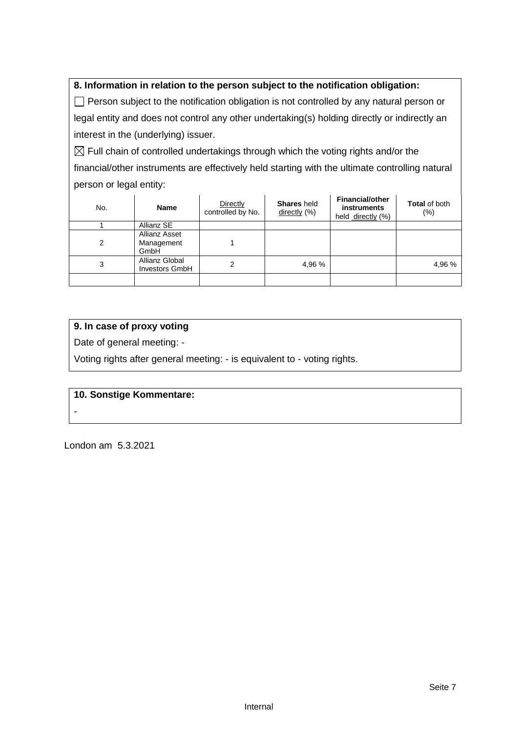**8. Information in relation to the person subject to the notification obligation:**

☐ Person subject to the notification obligation is not controlled by any natural person or legal entity and does not control any other undertaking(s) holding directly or indirectly an interest in the (underlying) issuer.

☒ Full chain of controlled undertakings through which the voting rights and/or the financial/other instruments are effectively held starting with the ultimate controlling natural person or legal entity:

| No. | Name | Directly controlled by No. | Shares held directly (%) | Financial/other instruments held directly (%) | Total of both (%) |
|---|---|---|---|---|---|
| 1 | Allianz SE | | | | |
| 2 | Allianz Asset Management GmbH | 1 | | | |
| 3 | Allianz Global Investors GmbH | 2 | 4,96 % | | 4,96 % |
| | | | | | |

**9. In case of proxy voting**

Date of general meeting: -

Voting rights after general meeting: - is equivalent to - voting rights.

**10. Sonstige Kommentare:**

-

London am 5.3.2021

Internal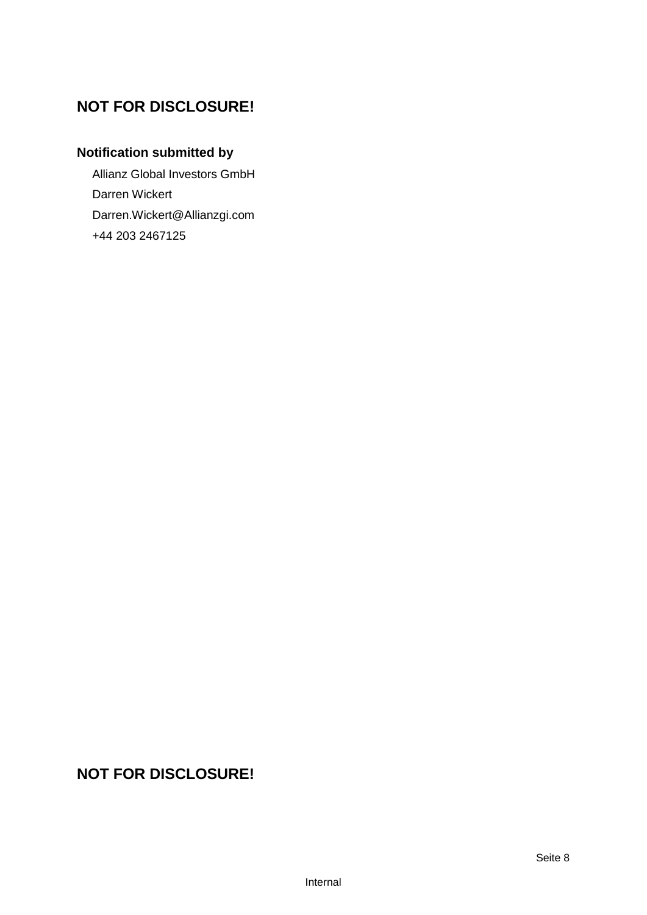**NOT FOR DISCLOSURE!**

**Notification submitted by**

Allianz Global Investors GmbH

Darren Wickert

Darren.Wickert@Allianzgi.com

+44 203 2467125

**NOT FOR DISCLOSURE!**

Internal